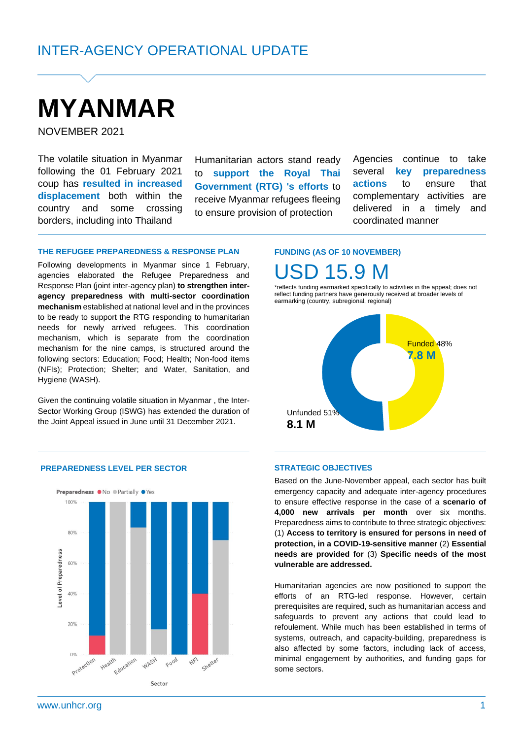INTER-AGENCY OPERATIONAL UPDATE

# MYANMAR

NOVEMBER 2021

The volatile situation in Myanmar following the 01 February 2021 coup has **resulted in increased displacement** both within the country and some crossing borders, including into Thailand

Humanitarian actors stand ready to **support the Royal Thai Government (RTG) 's efforts** to receive Myanmar refugees fleeing to ensure provision of protection

Agencies continue to take several **key preparedness actions** to ensure that complementary activities are delivered in a timely and coordinated manner

### THE REFUGEE PREPAREDNESS & RESPONSE PLAN

Following developments in Myanmar since 1 February, agencies elaborated the Refugee Preparedness and Response Plan (joint inter-agency plan) **to strengthen inter-agency preparedness with multi-sector coordination mechanism** established at national level and in the provinces to be ready to support the RTG responding to humanitarian needs for newly arrived refugees. This coordination mechanism, which is separate from the coordination mechanism for the nine camps, is structured around the following sectors: Education; Food; Health; Non-food items (NFIs); Protection; Shelter; and Water, Sanitation, and Hygiene (WASH).

Given the continuing volatile situation in Myanmar , the Inter-Sector Working Group (ISWG) has extended the duration of the Joint Appeal issued in June until 31 December 2021.

### FUNDING (AS OF 10 NOVEMBER)

USD 15.9 M

*reflects funding earmarked specifically to activities in the appeal; does not reflect funding partners have generously received at broader levels of earmarking (country, subregional, regional)

Funded 48%
**7.8 M**

Unfunded 51%
**8.1 M**

### PREPAREDNESS LEVEL PER SECTOR

Preparedness ● No ● Partially ● Yes

| Sector | No | Partially | Yes |
|---|---|---|---|
| Protection | ~12% | 0% | ~88% |
| Health | 0% | 100% | 0% |
| Education | 0% | ~83% | ~17% |
| WASH | 0% | ~17% | ~83% |
| Food | 0% | 0% | 100% |
| NFI | 40% | 0% | 60% |
| Shelter | 0% | 75% | 25% |

### STRATEGIC OBJECTIVES

Based on the June-November appeal, each sector has built emergency capacity and adequate inter-agency procedures to ensure effective response in the case of a **scenario of 4,000 new arrivals per month** over six months. Preparedness aims to contribute to three strategic objectives: (1) **Access to territory is ensured for persons in need of protection, in a COVID-19-sensitive manner** (2) **Essential needs are provided for** (3) **Specific needs of the most vulnerable are addressed.**

Humanitarian agencies are now positioned to support the efforts of an RTG-led response. However, certain prerequisites are required, such as humanitarian access and safeguards to prevent any actions that could lead to refoulement. While much has been established in terms of systems, outreach, and capacity-building, preparedness is also affected by some factors, including lack of access, minimal engagement by authorities, and funding gaps for some sectors.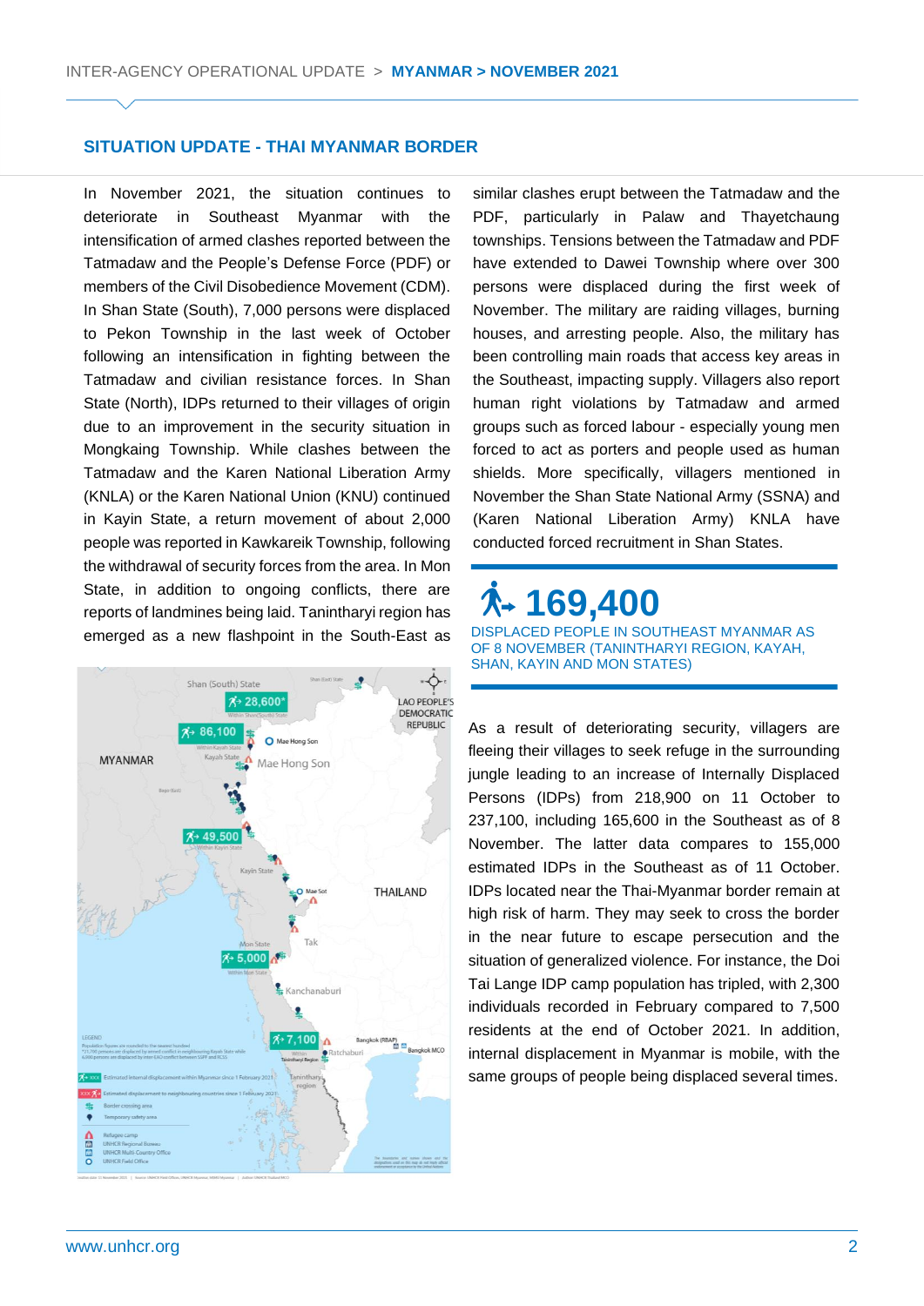## SITUATION UPDATE - THAI MYANMAR BORDER

In November 2021, the situation continues to deteriorate in Southeast Myanmar with the intensification of armed clashes reported between the Tatmadaw and the People's Defense Force (PDF) or members of the Civil Disobedience Movement (CDM). In Shan State (South), 7,000 persons were displaced to Pekon Township in the last week of October following an intensification in fighting between the Tatmadaw and civilian resistance forces. In Shan State (North), IDPs returned to their villages of origin due to an improvement in the security situation in Mongkaing Township. While clashes between the Tatmadaw and the Karen National Liberation Army (KNLA) or the Karen National Union (KNU) continued in Kayin State, a return movement of about 2,000 people was reported in Kawkareik Township, following the withdrawal of security forces from the area. In Mon State, in addition to ongoing conflicts, there are reports of landmines being laid. Tanintharyi region has emerged as a new flashpoint in the South-East as similar clashes erupt between the Tatmadaw and the PDF, particularly in Palaw and Thayetchaung townships. Tensions between the Tatmadaw and PDF have extended to Dawei Township where over 300 persons were displaced during the first week of November. The military are raiding villages, burning houses, and arresting people. Also, the military has been controlling main roads that access key areas in the Southeast, impacting supply. Villagers also report human right violations by Tatmadaw and armed groups such as forced labour - especially young men forced to act as porters and people used as human shields. More specifically, villagers mentioned in November the Shan State National Army (SSNA) and (Karen National Liberation Army) KNLA have conducted forced recruitment in Shan States.

**169,400**

DISPLACED PEOPLE IN SOUTHEAST MYANMAR AS OF 8 NOVEMBER (TANINTHARYI REGION, KAYAH, SHAN, KAYIN AND MON STATES)

As a result of deteriorating security, villagers are fleeing their villages to seek refuge in the surrounding jungle leading to an increase of Internally Displaced Persons (IDPs) from 218,900 on 11 October to 237,100, including 165,600 in the Southeast as of 8 November. The latter data compares to 155,000 estimated IDPs in the Southeast as of 11 October. IDPs located near the Thai-Myanmar border remain at high risk of harm. They may seek to cross the border in the near future to escape persecution and the situation of generalized violence. For instance, the Doi Tai Lange IDP camp population has tripled, with 2,300 individuals recorded in February compared to 7,500 residents at the end of October 2021. In addition, internal displacement in Myanmar is mobile, with the same groups of people being displaced several times.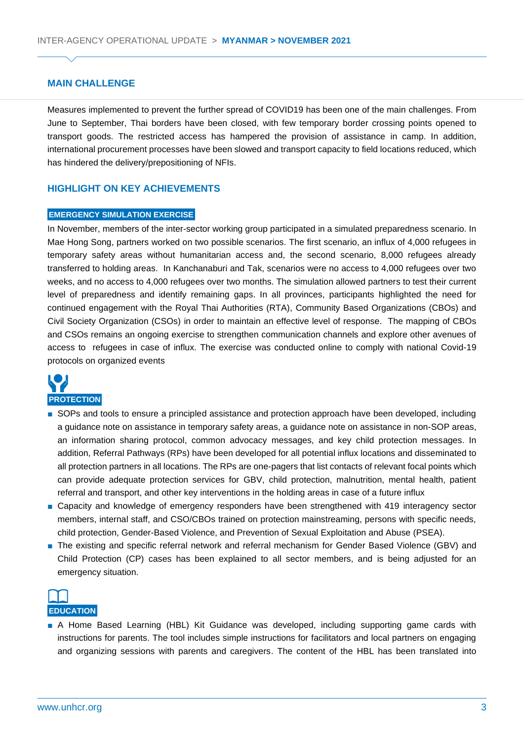## MAIN CHALLENGE

Measures implemented to prevent the further spread of COVID19 has been one of the main challenges. From June to September, Thai borders have been closed, with few temporary border crossing points opened to transport goods. The restricted access has hampered the provision of assistance in camp. In addition, international procurement processes have been slowed and transport capacity to field locations reduced, which has hindered the delivery/prepositioning of NFIs.

## HIGHLIGHT ON KEY ACHIEVEMENTS

### EMERGENCY SIMULATION EXERCISE

In November, members of the inter-sector working group participated in a simulated preparedness scenario. In Mae Hong Song, partners worked on two possible scenarios. The first scenario, an influx of 4,000 refugees in temporary safety areas without humanitarian access and, the second scenario, 8,000 refugees already transferred to holding areas. In Kanchanaburi and Tak, scenarios were no access to 4,000 refugees over two weeks, and no access to 4,000 refugees over two months. The simulation allowed partners to test their current level of preparedness and identify remaining gaps. In all provinces, participants highlighted the need for continued engagement with the Royal Thai Authorities (RTA), Community Based Organizations (CBOs) and Civil Society Organization (CSOs) in order to maintain an effective level of response. The mapping of CBOs and CSOs remains an ongoing exercise to strengthen communication channels and explore other avenues of access to refugees in case of influx. The exercise was conducted online to comply with national Covid-19 protocols on organized events

### PROTECTION

- SOPs and tools to ensure a principled assistance and protection approach have been developed, including a guidance note on assistance in temporary safety areas, a guidance note on assistance in non-SOP areas, an information sharing protocol, common advocacy messages, and key child protection messages. In addition, Referral Pathways (RPs) have been developed for all potential influx locations and disseminated to all protection partners in all locations. The RPs are one-pagers that list contacts of relevant focal points which can provide adequate protection services for GBV, child protection, malnutrition, mental health, patient referral and transport, and other key interventions in the holding areas in case of a future influx
- Capacity and knowledge of emergency responders have been strengthened with 419 interagency sector members, internal staff, and CSO/CBOs trained on protection mainstreaming, persons with specific needs, child protection, Gender-Based Violence, and Prevention of Sexual Exploitation and Abuse (PSEA).
- The existing and specific referral network and referral mechanism for Gender Based Violence (GBV) and Child Protection (CP) cases has been explained to all sector members, and is being adjusted for an emergency situation.

### EDUCATION

- A Home Based Learning (HBL) Kit Guidance was developed, including supporting game cards with instructions for parents. The tool includes simple instructions for facilitators and local partners on engaging and organizing sessions with parents and caregivers. The content of the HBL has been translated into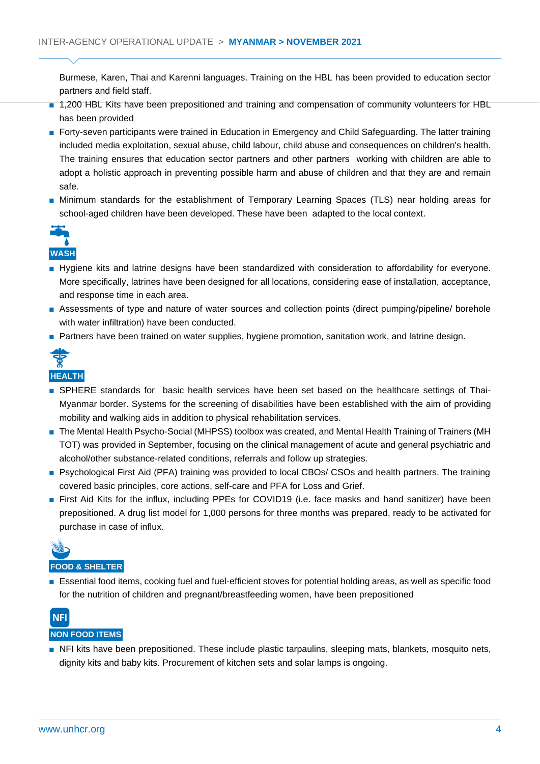Burmese, Karen, Thai and Karenni languages. Training on the HBL has been provided to education sector partners and field staff.

- 1,200 HBL Kits have been prepositioned and training and compensation of community volunteers for HBL has been provided
- Forty-seven participants were trained in Education in Emergency and Child Safeguarding. The latter training included media exploitation, sexual abuse, child labour, child abuse and consequences on children's health. The training ensures that education sector partners and other partners working with children are able to adopt a holistic approach in preventing possible harm and abuse of children and that they are and remain safe.
- Minimum standards for the establishment of Temporary Learning Spaces (TLS) near holding areas for school-aged children have been developed. These have been adapted to the local context.

## WASH

- Hygiene kits and latrine designs have been standardized with consideration to affordability for everyone. More specifically, latrines have been designed for all locations, considering ease of installation, acceptance, and response time in each area.
- Assessments of type and nature of water sources and collection points (direct pumping/pipeline/ borehole with water infiltration) have been conducted.
- Partners have been trained on water supplies, hygiene promotion, sanitation work, and latrine design.

## HEALTH

- SPHERE standards for basic health services have been set based on the healthcare settings of Thai-Myanmar border. Systems for the screening of disabilities have been established with the aim of providing mobility and walking aids in addition to physical rehabilitation services.
- The Mental Health Psycho-Social (MHPSS) toolbox was created, and Mental Health Training of Trainers (MH TOT) was provided in September, focusing on the clinical management of acute and general psychiatric and alcohol/other substance-related conditions, referrals and follow up strategies.
- Psychological First Aid (PFA) training was provided to local CBOs/ CSOs and health partners. The training covered basic principles, core actions, self-care and PFA for Loss and Grief.
- First Aid Kits for the influx, including PPEs for COVID19 (i.e. face masks and hand sanitizer) have been prepositioned. A drug list model for 1,000 persons for three months was prepared, ready to be activated for purchase in case of influx.

## FOOD & SHELTER

- Essential food items, cooking fuel and fuel-efficient stoves for potential holding areas, as well as specific food for the nutrition of children and pregnant/breastfeeding women, have been prepositioned

## NON FOOD ITEMS

- NFI kits have been prepositioned. These include plastic tarpaulins, sleeping mats, blankets, mosquito nets, dignity kits and baby kits. Procurement of kitchen sets and solar lamps is ongoing.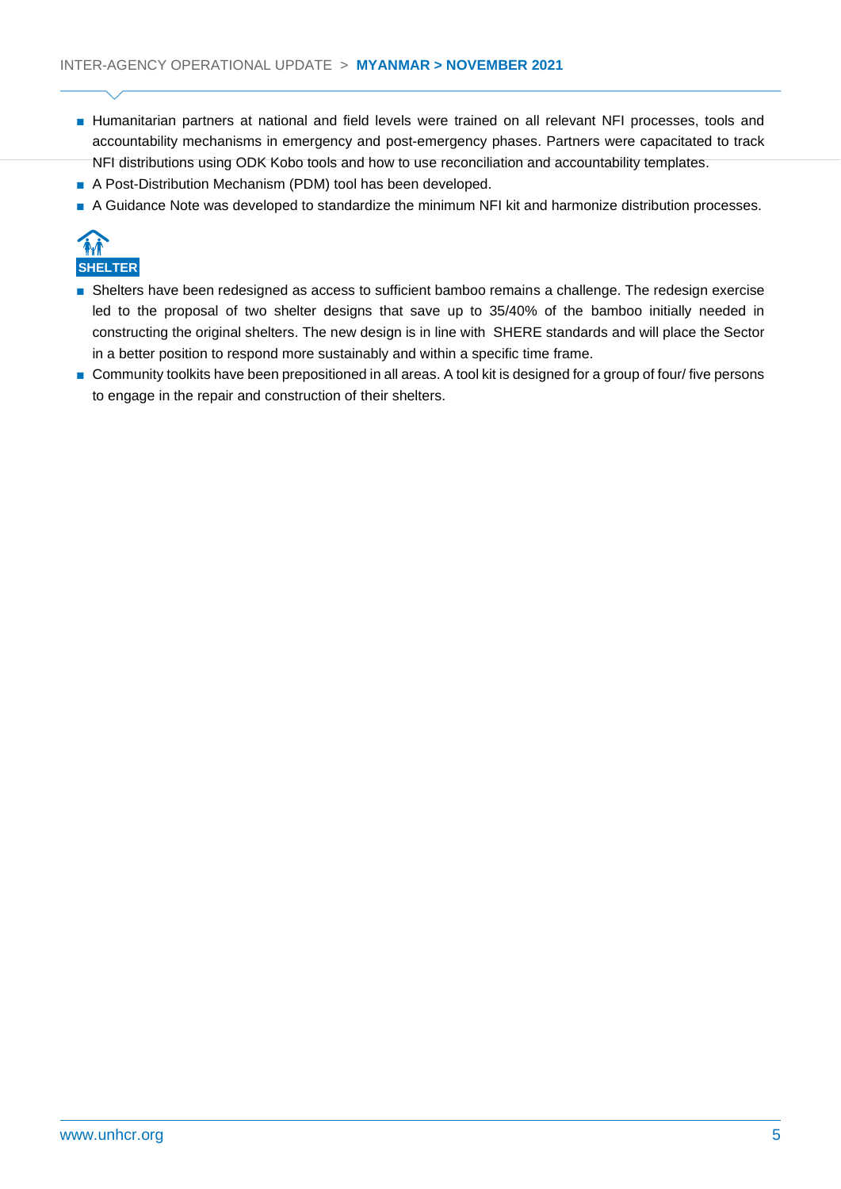- Humanitarian partners at national and field levels were trained on all relevant NFI processes, tools and accountability mechanisms in emergency and post-emergency phases. Partners were capacitated to track NFI distributions using ODK Kobo tools and how to use reconciliation and accountability templates.
- A Post-Distribution Mechanism (PDM) tool has been developed.
- A Guidance Note was developed to standardize the minimum NFI kit and harmonize distribution processes.

## SHELTER

- Shelters have been redesigned as access to sufficient bamboo remains a challenge. The redesign exercise led to the proposal of two shelter designs that save up to 35/40% of the bamboo initially needed in constructing the original shelters. The new design is in line with SHERE standards and will place the Sector in a better position to respond more sustainably and within a specific time frame.
- Community toolkits have been prepositioned in all areas. A tool kit is designed for a group of four/ five persons to engage in the repair and construction of their shelters.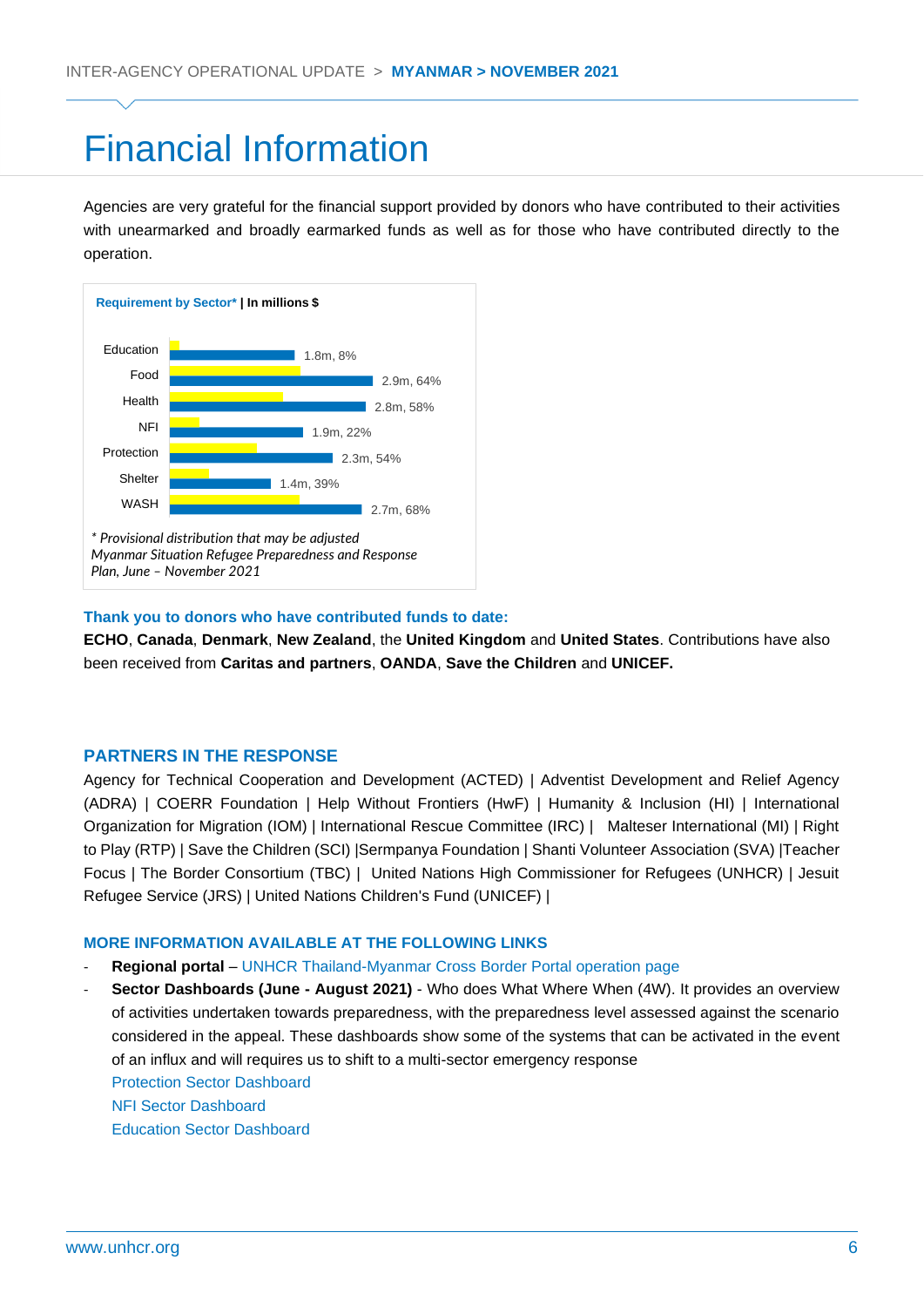# Financial Information

Agencies are very grateful for the financial support provided by donors who have contributed to their activities with unearmarked and broadly earmarked funds as well as for those who have contributed directly to the operation.

**Requirement by Sector* | In millions $**

Education 1.8m, 8%
Food 2.9m, 64%
Health 2.8m, 58%
NFI 1.9m, 22%
Protection 2.3m, 54%
Shelter 1.4m, 39%
WASH 2.7m, 68%

*\* Provisional distribution that may be adjusted*
*Myanmar Situation Refugee Preparedness and Response Plan, June – November 2021*

### Thank you to donors who have contributed funds to date:

**ECHO**, **Canada**, **Denmark**, **New Zealand**, the **United Kingdom** and **United States**. Contributions have also been received from **Caritas and partners**, **OANDA**, **Save the Children** and **UNICEF.**

### PARTNERS IN THE RESPONSE

Agency for Technical Cooperation and Development (ACTED) | Adventist Development and Relief Agency (ADRA) | COERR Foundation | Help Without Frontiers (HwF) | Humanity & Inclusion (HI) | International Organization for Migration (IOM) | International Rescue Committee (IRC) | Malteser International (MI) | Right to Play (RTP) | Save the Children (SCI) |Sermpanya Foundation | Shanti Volunteer Association (SVA) |Teacher Focus | The Border Consortium (TBC) | United Nations High Commissioner for Refugees (UNHCR) | Jesuit Refugee Service (JRS) | United Nations Children's Fund (UNICEF) |

### MORE INFORMATION AVAILABLE AT THE FOLLOWING LINKS

- **Regional portal** – UNHCR Thailand-Myanmar Cross Border Portal operation page
- **Sector Dashboards (June - August 2021)** - Who does What Where When (4W). It provides an overview of activities undertaken towards preparedness, with the preparedness level assessed against the scenario considered in the appeal. These dashboards show some of the systems that can be activated in the event of an influx and will requires us to shift to a multi-sector emergency response
  Protection Sector Dashboard
  NFI Sector Dashboard
  Education Sector Dashboard